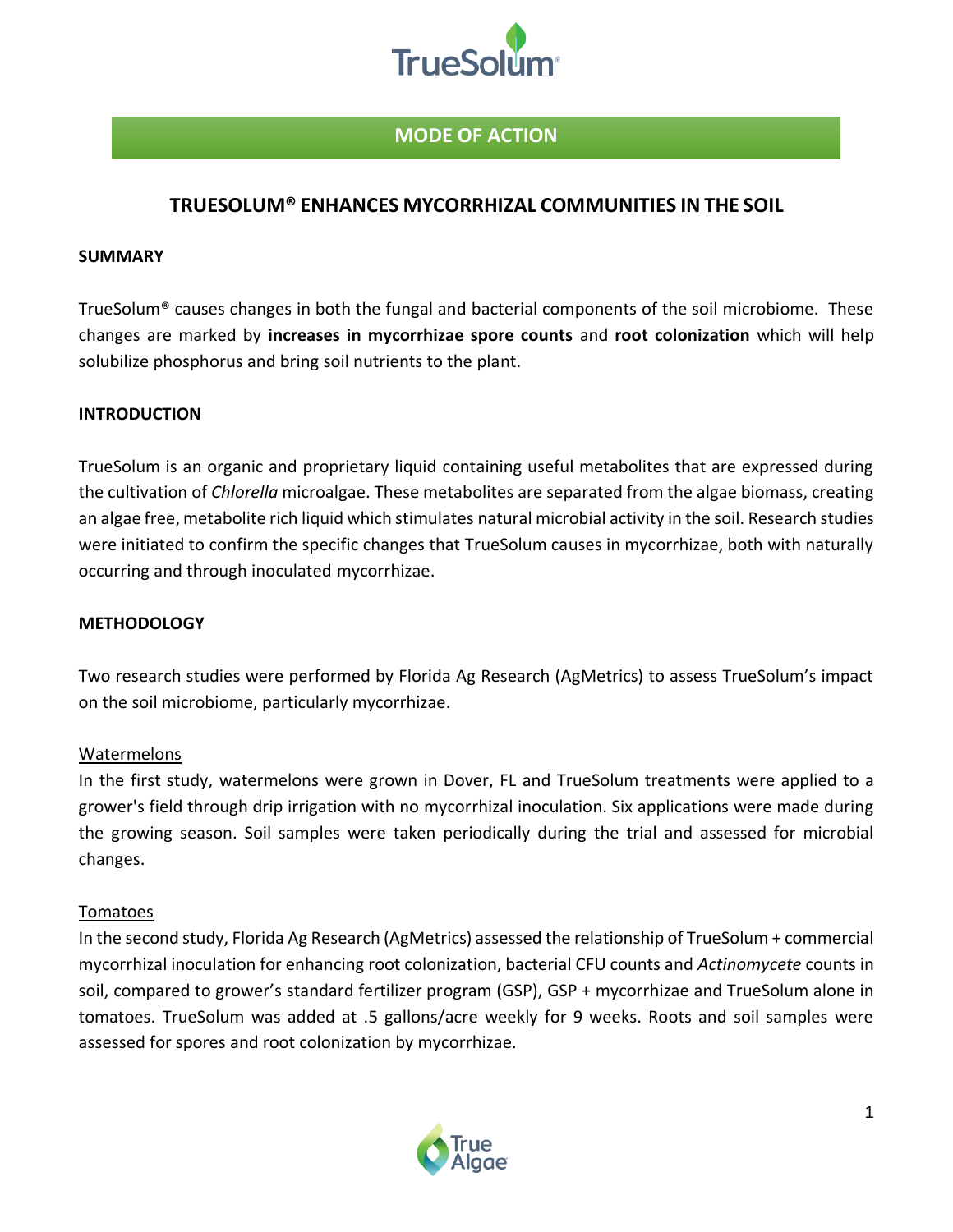## MODE OF ACTION

# TRUESOLUM® ENHANCES MYCORRHIZAL COMMUNITIES IN THE SOIL

### SUMMARY

TrueSolum® causes changes in both the fungal and bacterial components of the soil microbiome. These changes are marked by **increases in mycorrhizae spore counts** and **root colonization** which will help solubilize phosphorus and bring soil nutrients to the plant.

### INTRODUCTION

TrueSolum is an organic and proprietary liquid containing useful metabolites that are expressed during the cultivation of *Chlorella* microalgae. These metabolites are separated from the algae biomass, creating an algae free, metabolite rich liquid which stimulates natural microbial activity in the soil. Research studies were initiated to confirm the specific changes that TrueSolum causes in mycorrhizae, both with naturally occurring and through inoculated mycorrhizae.

### METHODOLOGY

Two research studies were performed by Florida Ag Research (AgMetrics) to assess TrueSolum's impact on the soil microbiome, particularly mycorrhizae.

<u>Watermelons</u>

In the first study, watermelons were grown in Dover, FL and TrueSolum treatments were applied to a grower's field through drip irrigation with no mycorrhizal inoculation. Six applications were made during the growing season. Soil samples were taken periodically during the trial and assessed for microbial changes.

<u>Tomatoes</u>

In the second study, Florida Ag Research (AgMetrics) assessed the relationship of TrueSolum + commercial mycorrhizal inoculation for enhancing root colonization, bacterial CFU counts and *Actinomycete* counts in soil, compared to grower's standard fertilizer program (GSP), GSP + mycorrhizae and TrueSolum alone in tomatoes. TrueSolum was added at .5 gallons/acre weekly for 9 weeks. Roots and soil samples were assessed for spores and root colonization by mycorrhizae.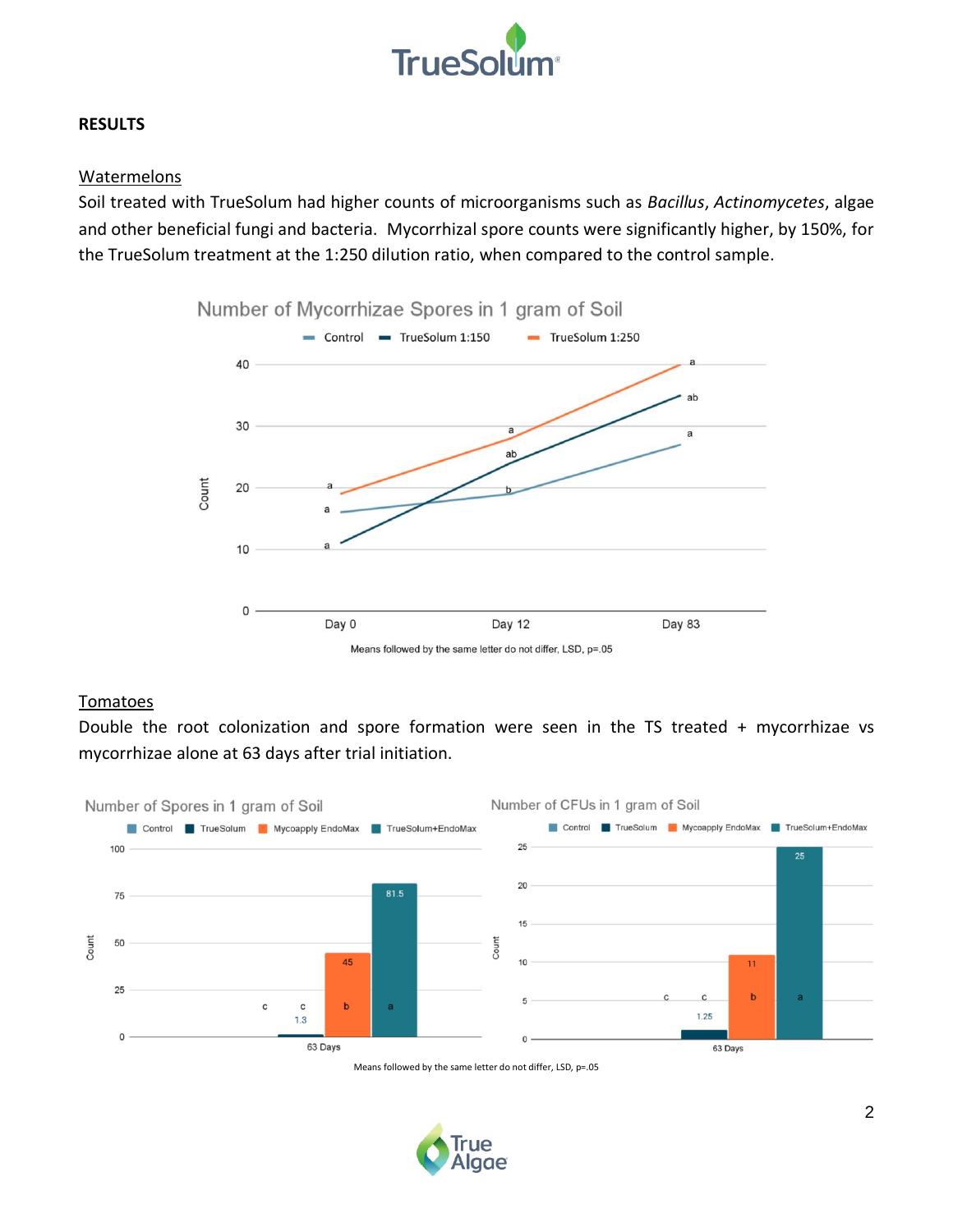## RESULTS

### Watermelons

Soil treated with TrueSolum had higher counts of microorganisms such as *Bacillus*, *Actinomycetes*, algae and other beneficial fungi and bacteria. Mycorrhizal spore counts were significantly higher, by 150%, for the TrueSolum treatment at the 1:250 dilution ratio, when compared to the control sample.

Number of Mycorrhizae Spores in 1 gram of Soil

Means followed by the same letter do not differ, LSD, p=.05

### Tomatoes

Double the root colonization and spore formation were seen in the TS treated + mycorrhizae vs mycorrhizae alone at 63 days after trial initiation.

Number of Spores in 1 gram of Soil

Number of CFUs in 1 gram of Soil

Means followed by the same letter do not differ, LSD, p=.05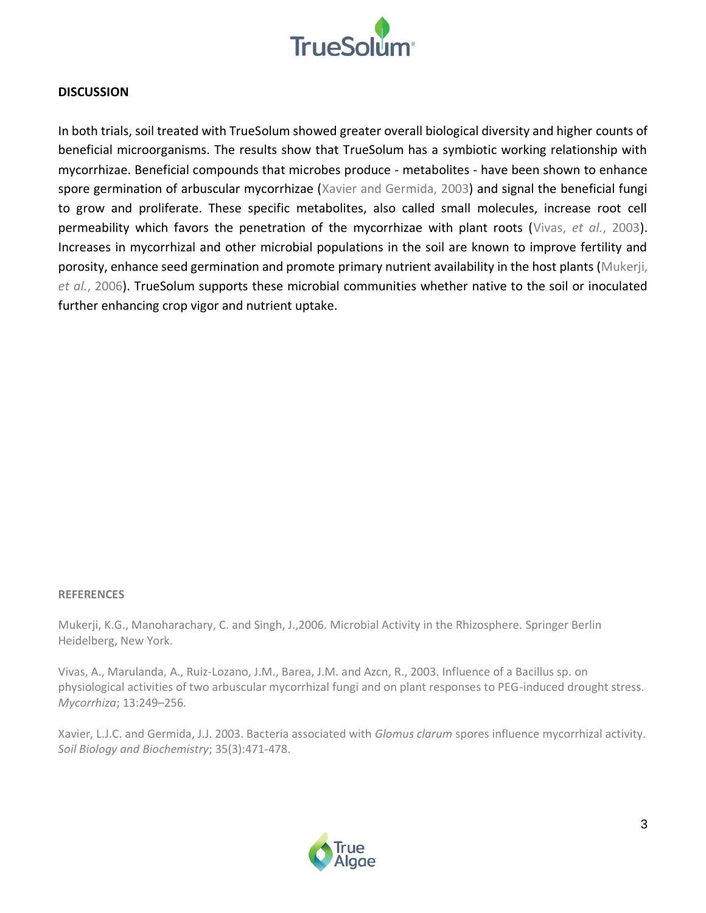## DISCUSSION

In both trials, soil treated with TrueSolum showed greater overall biological diversity and higher counts of beneficial microorganisms. The results show that TrueSolum has a symbiotic working relationship with mycorrhizae. Beneficial compounds that microbes produce - metabolites - have been shown to enhance spore germination of arbuscular mycorrhizae (Xavier and Germida, 2003) and signal the beneficial fungi to grow and proliferate. These specific metabolites, also called small molecules, increase root cell permeability which favors the penetration of the mycorrhizae with plant roots (Vivas, *et al.*, 2003). Increases in mycorrhizal and other microbial populations in the soil are known to improve fertility and porosity, enhance seed germination and promote primary nutrient availability in the host plants (Mukerji, *et al.*, 2006). TrueSolum supports these microbial communities whether native to the soil or inoculated further enhancing crop vigor and nutrient uptake.

### REFERENCES

Mukerji, K.G., Manoharachary, C. and Singh, J.,2006. Microbial Activity in the Rhizosphere. Springer Berlin Heidelberg, New York.

Vivas, A., Marulanda, A., Ruiz-Lozano, J.M., Barea, J.M. and Azcn, R., 2003. Influence of a Bacillus sp. on physiological activities of two arbuscular mycorrhizal fungi and on plant responses to PEG-induced drought stress. *Mycorrhiza*; 13:249–256.

Xavier, L.J.C. and Germida, J.J. 2003. Bacteria associated with *Glomus clarum* spores influence mycorrhizal activity. *Soil Biology and Biochemistry*; 35(3):471-478.